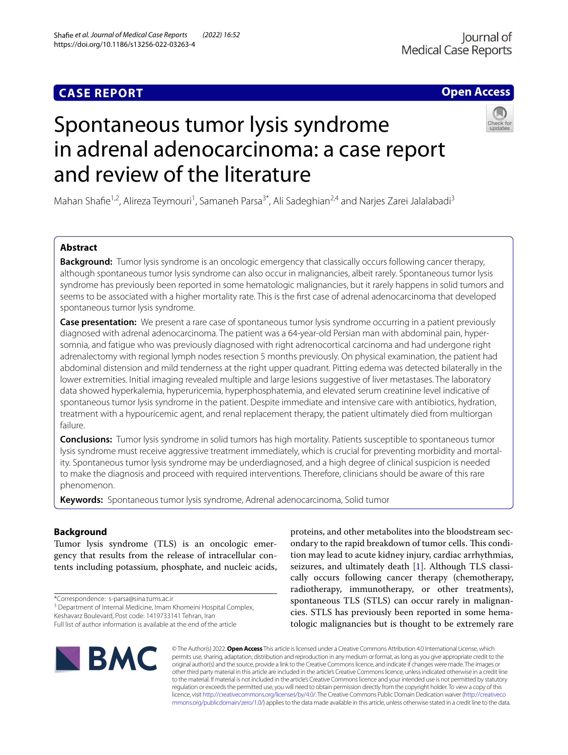CASE REPORT

Open Access

# Spontaneous tumor lysis syndrome in adrenal adenocarcinoma: a case report and review of the literature

Mahan Shafie[1,2], Alireza Teymouri[1], Samaneh Parsa[3*], Ali Sadeghian[2,4] and Narjes Zarei Jalalabadi[3]

## Abstract

**Background:** Tumor lysis syndrome is an oncologic emergency that classically occurs following cancer therapy, although spontaneous tumor lysis syndrome can also occur in malignancies, albeit rarely. Spontaneous tumor lysis syndrome has previously been reported in some hematologic malignancies, but it rarely happens in solid tumors and seems to be associated with a higher mortality rate. This is the first case of adrenal adenocarcinoma that developed spontaneous tumor lysis syndrome.

**Case presentation:** We present a rare case of spontaneous tumor lysis syndrome occurring in a patient previously diagnosed with adrenal adenocarcinoma. The patient was a 64-year-old Persian man with abdominal pain, hypersomnia, and fatigue who was previously diagnosed with right adrenocortical carcinoma and had undergone right adrenalectomy with regional lymph nodes resection 5 months previously. On physical examination, the patient had abdominal distension and mild tenderness at the right upper quadrant. Pitting edema was detected bilaterally in the lower extremities. Initial imaging revealed multiple and large lesions suggestive of liver metastases. The laboratory data showed hyperkalemia, hyperuricemia, hyperphosphatemia, and elevated serum creatinine level indicative of spontaneous tumor lysis syndrome in the patient. Despite immediate and intensive care with antibiotics, hydration, treatment with a hypouricemic agent, and renal replacement therapy, the patient ultimately died from multiorgan failure.

**Conclusions:** Tumor lysis syndrome in solid tumors has high mortality. Patients susceptible to spontaneous tumor lysis syndrome must receive aggressive treatment immediately, which is crucial for preventing morbidity and mortality. Spontaneous tumor lysis syndrome may be underdiagnosed, and a high degree of clinical suspicion is needed to make the diagnosis and proceed with required interventions. Therefore, clinicians should be aware of this rare phenomenon.

**Keywords:** Spontaneous tumor lysis syndrome, Adrenal adenocarcinoma, Solid tumor

## Background

Tumor lysis syndrome (TLS) is an oncologic emergency that results from the release of intracellular contents including potassium, phosphate, and nucleic acids, proteins, and other metabolites into the bloodstream secondary to the rapid breakdown of tumor cells. This condition may lead to acute kidney injury, cardiac arrhythmias, seizures, and ultimately death [1]. Although TLS classically occurs following cancer therapy (chemotherapy, radiotherapy, immunotherapy, or other treatments), spontaneous TLS (STLS) can occur rarely in malignancies. STLS has previously been reported in some hematologic malignancies but is thought to be extremely rare

*Correspondence: s-parsa@sina.tums.ac.ir
[3] Department of Internal Medicine, Imam Khomeini Hospital Complex, Keshavarz Boulevard, Post code: 1419733141 Tehran, Iran
Full list of author information is available at the end of the article

© The Author(s) 2022. **Open Access** This article is licensed under a Creative Commons Attribution 4.0 International License, which permits use, sharing, adaptation, distribution and reproduction in any medium or format, as long as you give appropriate credit to the original author(s) and the source, provide a link to the Creative Commons licence, and indicate if changes were made. The images or other third party material in this article are included in the article's Creative Commons licence, unless indicated otherwise in a credit line to the material. If material is not included in the article's Creative Commons licence and your intended use is not permitted by statutory regulation or exceeds the permitted use, you will need to obtain permission directly from the copyright holder. To view a copy of this licence, visit http://creativecommons.org/licenses/by/4.0/. The Creative Commons Public Domain Dedication waiver (http://creativecommons.org/publicdomain/zero/1.0/) applies to the data made available in this article, unless otherwise stated in a credit line to the data.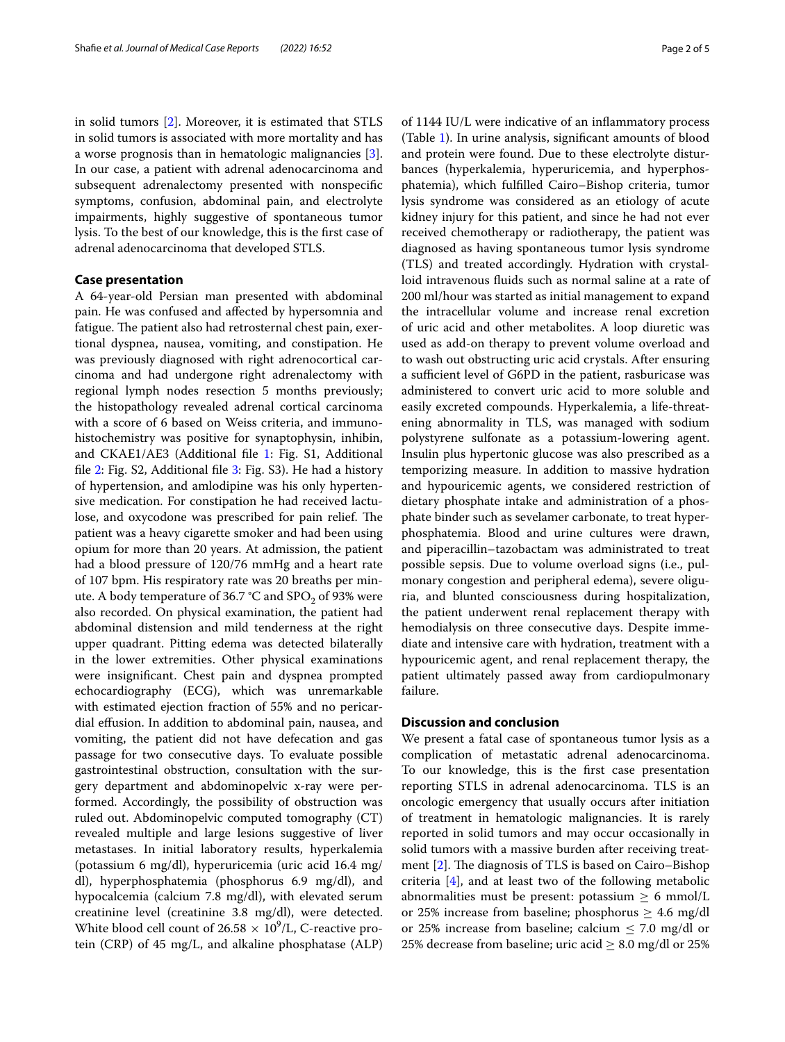in solid tumors [2]. Moreover, it is estimated that STLS in solid tumors is associated with more mortality and has a worse prognosis than in hematologic malignancies [3]. In our case, a patient with adrenal adenocarcinoma and subsequent adrenalectomy presented with nonspecific symptoms, confusion, abdominal pain, and electrolyte impairments, highly suggestive of spontaneous tumor lysis. To the best of our knowledge, this is the first case of adrenal adenocarcinoma that developed STLS.

## Case presentation

A 64-year-old Persian man presented with abdominal pain. He was confused and affected by hypersomnia and fatigue. The patient also had retrosternal chest pain, exertional dyspnea, nausea, vomiting, and constipation. He was previously diagnosed with right adrenocortical carcinoma and had undergone right adrenalectomy with regional lymph nodes resection 5 months previously; the histopathology revealed adrenal cortical carcinoma with a score of 6 based on Weiss criteria, and immunohistochemistry was positive for synaptophysin, inhibin, and CKAE1/AE3 (Additional file 1: Fig. S1, Additional file 2: Fig. S2, Additional file 3: Fig. S3). He had a history of hypertension, and amlodipine was his only hypertensive medication. For constipation he had received lactulose, and oxycodone was prescribed for pain relief. The patient was a heavy cigarette smoker and had been using opium for more than 20 years. At admission, the patient had a blood pressure of 120/76 mmHg and a heart rate of 107 bpm. His respiratory rate was 20 breaths per minute. A body temperature of 36.7 °C and $SPO_2$ of 93% were also recorded. On physical examination, the patient had abdominal distension and mild tenderness at the right upper quadrant. Pitting edema was detected bilaterally in the lower extremities. Other physical examinations were insignificant. Chest pain and dyspnea prompted echocardiography (ECG), which was unremarkable with estimated ejection fraction of 55% and no pericardial effusion. In addition to abdominal pain, nausea, and vomiting, the patient did not have defecation and gas passage for two consecutive days. To evaluate possible gastrointestinal obstruction, consultation with the surgery department and abdominopelvic x-ray were performed. Accordingly, the possibility of obstruction was ruled out. Abdominopelvic computed tomography (CT) revealed multiple and large lesions suggestive of liver metastases. In initial laboratory results, hyperkalemia (potassium 6 mg/dl), hyperuricemia (uric acid 16.4 mg/dl), hyperphosphatemia (phosphorus 6.9 mg/dl), and hypocalcemia (calcium 7.8 mg/dl), with elevated serum creatinine level (creatinine 3.8 mg/dl), were detected. White blood cell count of $26.58 \times 10^9$/L, C-reactive protein (CRP) of 45 mg/L, and alkaline phosphatase (ALP) of 1144 IU/L were indicative of an inflammatory process (Table 1). In urine analysis, significant amounts of blood and protein were found. Due to these electrolyte disturbances (hyperkalemia, hyperuricemia, and hyperphosphatemia), which fulfilled Cairo–Bishop criteria, tumor lysis syndrome was considered as an etiology of acute kidney injury for this patient, and since he had not ever received chemotherapy or radiotherapy, the patient was diagnosed as having spontaneous tumor lysis syndrome (TLS) and treated accordingly. Hydration with crystalloid intravenous fluids such as normal saline at a rate of 200 ml/hour was started as initial management to expand the intracellular volume and increase renal excretion of uric acid and other metabolites. A loop diuretic was used as add-on therapy to prevent volume overload and to wash out obstructing uric acid crystals. After ensuring a sufficient level of G6PD in the patient, rasburicase was administered to convert uric acid to more soluble and easily excreted compounds. Hyperkalemia, a life-threatening abnormality in TLS, was managed with sodium polystyrene sulfonate as a potassium-lowering agent. Insulin plus hypertonic glucose was also prescribed as a temporizing measure. In addition to massive hydration and hypouricemic agents, we considered restriction of dietary phosphate intake and administration of a phosphate binder such as sevelamer carbonate, to treat hyperphosphatemia. Blood and urine cultures were drawn, and piperacillin–tazobactam was administrated to treat possible sepsis. Due to volume overload signs (i.e., pulmonary congestion and peripheral edema), severe oliguria, and blunted consciousness during hospitalization, the patient underwent renal replacement therapy with hemodialysis on three consecutive days. Despite immediate and intensive care with hydration, treatment with a hypouricemic agent, and renal replacement therapy, the patient ultimately passed away from cardiopulmonary failure.

## Discussion and conclusion

We present a fatal case of spontaneous tumor lysis as a complication of metastatic adrenal adenocarcinoma. To our knowledge, this is the first case presentation reporting STLS in adrenal adenocarcinoma. TLS is an oncologic emergency that usually occurs after initiation of treatment in hematologic malignancies. It is rarely reported in solid tumors and may occur occasionally in solid tumors with a massive burden after receiving treatment [2]. The diagnosis of TLS is based on Cairo–Bishop criteria [4], and at least two of the following metabolic abnormalities must be present: potassium $\geq$ 6 mmol/L or 25% increase from baseline; phosphorus $\geq$ 4.6 mg/dl or 25% increase from baseline; calcium $\leq$ 7.0 mg/dl or 25% decrease from baseline; uric acid $\geq$ 8.0 mg/dl or 25%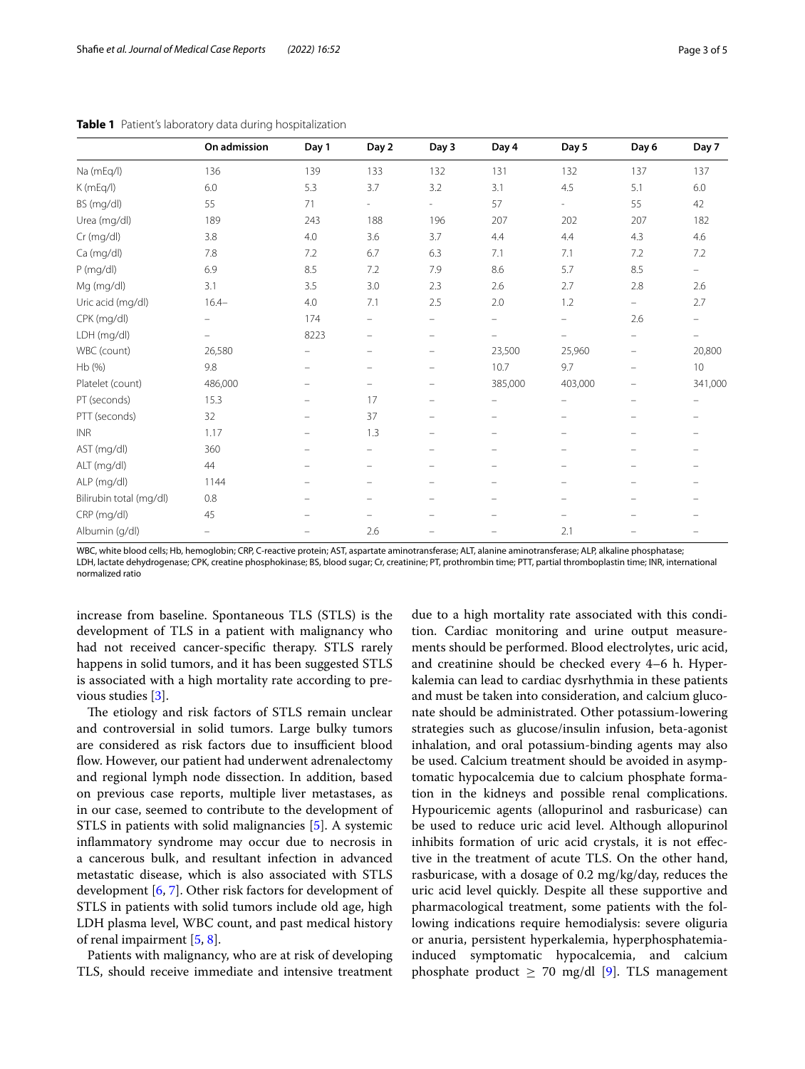**Table 1** Patient's laboratory data during hospitalization

| | On admission | Day 1 | Day 2 | Day 3 | Day 4 | Day 5 | Day 6 | Day 7 |
|---|---|---|---|---|---|---|---|---|
| Na (mEq/l) | 136 | 139 | 133 | 132 | 131 | 132 | 137 | 137 |
| K (mEq/l) | 6.0 | 5.3 | 3.7 | 3.2 | 3.1 | 4.5 | 5.1 | 6.0 |
| BS (mg/dl) | 55 | 71 | - | - | 57 | - | 55 | 42 |
| Urea (mg/dl) | 189 | 243 | 188 | 196 | 207 | 202 | 207 | 182 |
| Cr (mg/dl) | 3.8 | 4.0 | 3.6 | 3.7 | 4.4 | 4.4 | 4.3 | 4.6 |
| Ca (mg/dl) | 7.8 | 7.2 | 6.7 | 6.3 | 7.1 | 7.1 | 7.2 | 7.2 |
| P (mg/dl) | 6.9 | 8.5 | 7.2 | 7.9 | 8.6 | 5.7 | 8.5 | – |
| Mg (mg/dl) | 3.1 | 3.5 | 3.0 | 2.3 | 2.6 | 2.7 | 2.8 | 2.6 |
| Uric acid (mg/dl) | 16.4– | 4.0 | 7.1 | 2.5 | 2.0 | 1.2 | – | 2.7 |
| CPK (mg/dl) | – | 174 | – | – | – | – | 2.6 | – |
| LDH (mg/dl) | – | 8223 | – | – | – | – | – | – |
| WBC (count) | 26,580 | – | – | – | 23,500 | 25,960 | – | 20,800 |
| Hb (%) | 9.8 | – | – | – | 10.7 | 9.7 | – | 10 |
| Platelet (count) | 486,000 | – | – | – | 385,000 | 403,000 | – | 341,000 |
| PT (seconds) | 15.3 | – | 17 | – | – | – | – | – |
| PTT (seconds) | 32 | – | 37 | – | – | – | – | – |
| INR | 1.17 | – | 1.3 | – | – | – | – | – |
| AST (mg/dl) | 360 | – | – | – | – | – | – | – |
| ALT (mg/dl) | 44 | – | – | – | – | – | – | – |
| ALP (mg/dl) | 1144 | – | – | – | – | – | – | – |
| Bilirubin total (mg/dl) | 0.8 | – | – | – | – | – | – | – |
| CRP (mg/dl) | 45 | – | – | – | – | – | – | – |
| Albumin (g/dl) | – | – | 2.6 | – | – | 2.1 | – | – |

WBC, white blood cells; Hb, hemoglobin; CRP, C-reactive protein; AST, aspartate aminotransferase; ALT, alanine aminotransferase; ALP, alkaline phosphatase; LDH, lactate dehydrogenase; CPK, creatine phosphokinase; BS, blood sugar; Cr, creatinine; PT, prothrombin time; PTT, partial thromboplastin time; INR, international normalized ratio

increase from baseline. Spontaneous TLS (STLS) is the development of TLS in a patient with malignancy who had not received cancer-specific therapy. STLS rarely happens in solid tumors, and it has been suggested STLS is associated with a high mortality rate according to previous studies [3].

The etiology and risk factors of STLS remain unclear and controversial in solid tumors. Large bulky tumors are considered as risk factors due to insufficient blood flow. However, our patient had underwent adrenalectomy and regional lymph node dissection. In addition, based on previous case reports, multiple liver metastases, as in our case, seemed to contribute to the development of STLS in patients with solid malignancies [5]. A systemic inflammatory syndrome may occur due to necrosis in a cancerous bulk, and resultant infection in advanced metastatic disease, which is also associated with STLS development [6, 7]. Other risk factors for development of STLS in patients with solid tumors include old age, high LDH plasma level, WBC count, and past medical history of renal impairment [5, 8].

Patients with malignancy, who are at risk of developing TLS, should receive immediate and intensive treatment due to a high mortality rate associated with this condition. Cardiac monitoring and urine output measurements should be performed. Blood electrolytes, uric acid, and creatinine should be checked every 4–6 h. Hyperkalemia can lead to cardiac dysrhythmia in these patients and must be taken into consideration, and calcium gluconate should be administrated. Other potassium-lowering strategies such as glucose/insulin infusion, beta-agonist inhalation, and oral potassium-binding agents may also be used. Calcium treatment should be avoided in asymptomatic hypocalcemia due to calcium phosphate formation in the kidneys and possible renal complications. Hypouricemic agents (allopurinol and rasburicase) can be used to reduce uric acid level. Although allopurinol inhibits formation of uric acid crystals, it is not effective in the treatment of acute TLS. On the other hand, rasburicase, with a dosage of 0.2 mg/kg/day, reduces the uric acid level quickly. Despite all these supportive and pharmacological treatment, some patients with the following indications require hemodialysis: severe oliguria or anuria, persistent hyperkalemia, hyperphosphatemia-induced symptomatic hypocalcemia, and calcium phosphate product $\geq$ 70 mg/dl [9]. TLS management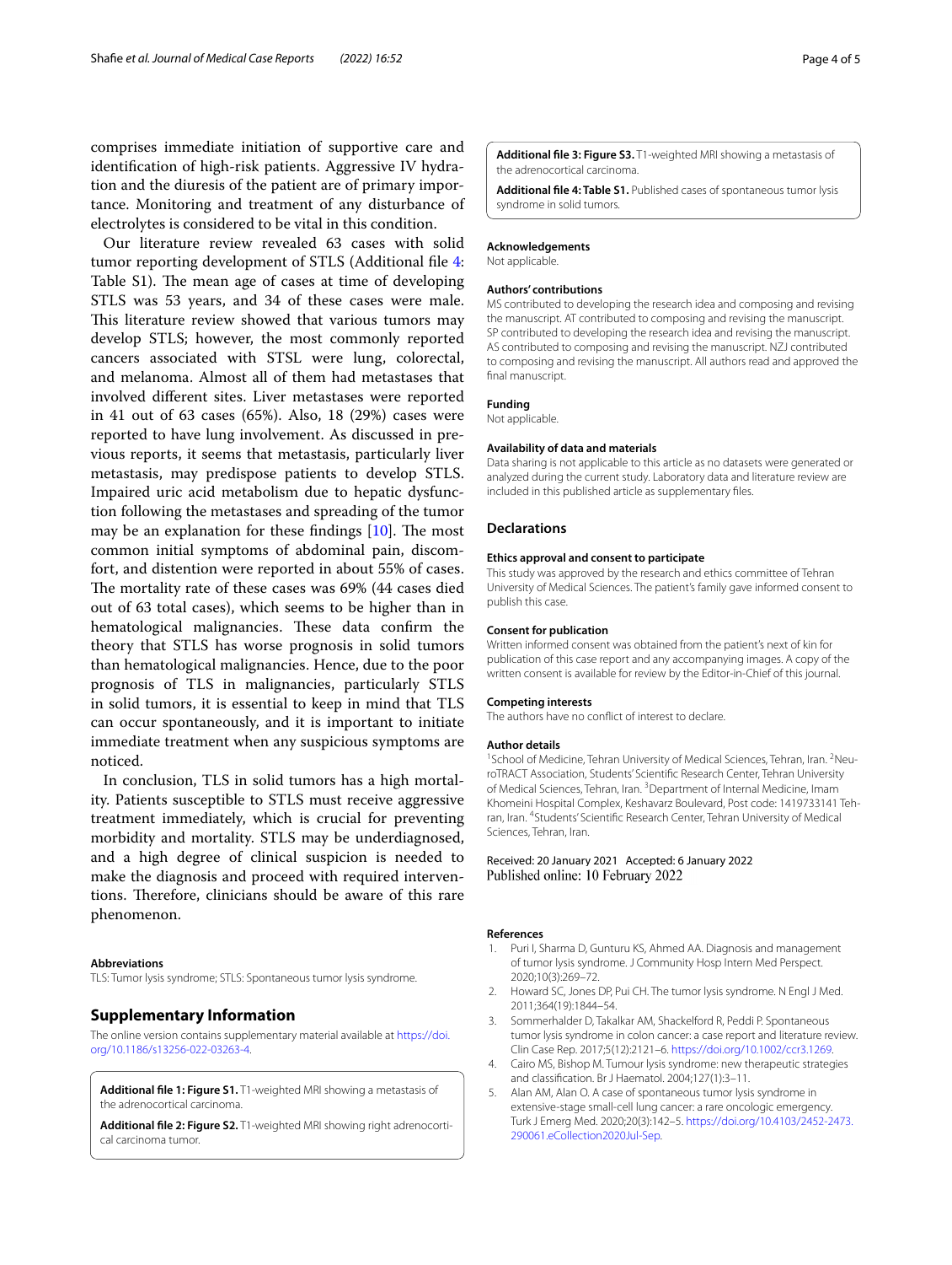comprises immediate initiation of supportive care and identification of high-risk patients. Aggressive IV hydration and the diuresis of the patient are of primary importance. Monitoring and treatment of any disturbance of electrolytes is considered to be vital in this condition.

Our literature review revealed 63 cases with solid tumor reporting development of STLS (Additional file 4: Table S1). The mean age of cases at time of developing STLS was 53 years, and 34 of these cases were male. This literature review showed that various tumors may develop STLS; however, the most commonly reported cancers associated with STSL were lung, colorectal, and melanoma. Almost all of them had metastases that involved different sites. Liver metastases were reported in 41 out of 63 cases (65%). Also, 18 (29%) cases were reported to have lung involvement. As discussed in previous reports, it seems that metastasis, particularly liver metastasis, may predispose patients to develop STLS. Impaired uric acid metabolism due to hepatic dysfunction following the metastases and spreading of the tumor may be an explanation for these findings [10]. The most common initial symptoms of abdominal pain, discomfort, and distention were reported in about 55% of cases. The mortality rate of these cases was 69% (44 cases died out of 63 total cases), which seems to be higher than in hematological malignancies. These data confirm the theory that STLS has worse prognosis in solid tumors than hematological malignancies. Hence, due to the poor prognosis of TLS in malignancies, particularly STLS in solid tumors, it is essential to keep in mind that TLS can occur spontaneously, and it is important to initiate immediate treatment when any suspicious symptoms are noticed.

In conclusion, TLS in solid tumors has a high mortality. Patients susceptible to STLS must receive aggressive treatment immediately, which is crucial for preventing morbidity and mortality. STLS may be underdiagnosed, and a high degree of clinical suspicion is needed to make the diagnosis and proceed with required interventions. Therefore, clinicians should be aware of this rare phenomenon.

#### Abbreviations

TLS: Tumor lysis syndrome; STLS: Spontaneous tumor lysis syndrome.

### Supplementary Information

The online version contains supplementary material available at https://doi.org/10.1186/s13256-022-03263-4.

**Additional file 1: Figure S1.** T1-weighted MRI showing a metastasis of the adrenocortical carcinoma.

**Additional file 2: Figure S2.** T1-weighted MRI showing right adrenocortical carcinoma tumor.

**Additional file 3: Figure S3.** T1-weighted MRI showing a metastasis of the adrenocortical carcinoma.

**Additional file 4: Table S1.** Published cases of spontaneous tumor lysis syndrome in solid tumors.

#### Acknowledgements

Not applicable.

#### Authors' contributions

MS contributed to developing the research idea and composing and revising the manuscript. AT contributed to composing and revising the manuscript. SP contributed to developing the research idea and revising the manuscript. AS contributed to composing and revising the manuscript. NZJ contributed to composing and revising the manuscript. All authors read and approved the final manuscript.

#### Funding

Not applicable.

#### Availability of data and materials

Data sharing is not applicable to this article as no datasets were generated or analyzed during the current study. Laboratory data and literature review are included in this published article as supplementary files.

### Declarations

#### Ethics approval and consent to participate

This study was approved by the research and ethics committee of Tehran University of Medical Sciences. The patient's family gave informed consent to publish this case.

#### Consent for publication

Written informed consent was obtained from the patient's next of kin for publication of this case report and any accompanying images. A copy of the written consent is available for review by the Editor-in-Chief of this journal.

#### Competing interests

The authors have no conflict of interest to declare.

#### Author details

[1]School of Medicine, Tehran University of Medical Sciences, Tehran, Iran. [2]NeuroTRACT Association, Students' Scientific Research Center, Tehran University of Medical Sciences, Tehran, Iran. [3]Department of Internal Medicine, Imam Khomeini Hospital Complex, Keshavarz Boulevard, Post code: 1419733141 Tehran, Iran. [4]Students' Scientific Research Center, Tehran University of Medical Sciences, Tehran, Iran.

Received: 20 January 2021 Accepted: 6 January 2022
Published online: 10 February 2022

#### References

1. Puri I, Sharma D, Gunturu KS, Ahmed AA. Diagnosis and management of tumor lysis syndrome. J Community Hosp Intern Med Perspect. 2020;10(3):269–72.
2. Howard SC, Jones DP, Pui CH. The tumor lysis syndrome. N Engl J Med. 2011;364(19):1844–54.
3. Sommerhalder D, Takalkar AM, Shackelford R, Peddi P. Spontaneous tumor lysis syndrome in colon cancer: a case report and literature review. Clin Case Rep. 2017;5(12):2121–6. https://doi.org/10.1002/ccr3.1269.
4. Cairo MS, Bishop M. Tumour lysis syndrome: new therapeutic strategies and classification. Br J Haematol. 2004;127(1):3–11.
5. Alan AM, Alan O. A case of spontaneous tumor lysis syndrome in extensive-stage small-cell lung cancer: a rare oncologic emergency. Turk J Emerg Med. 2020;20(3):142–5. https://doi.org/10.4103/2452-2473.290061.eCollection2020Jul-Sep.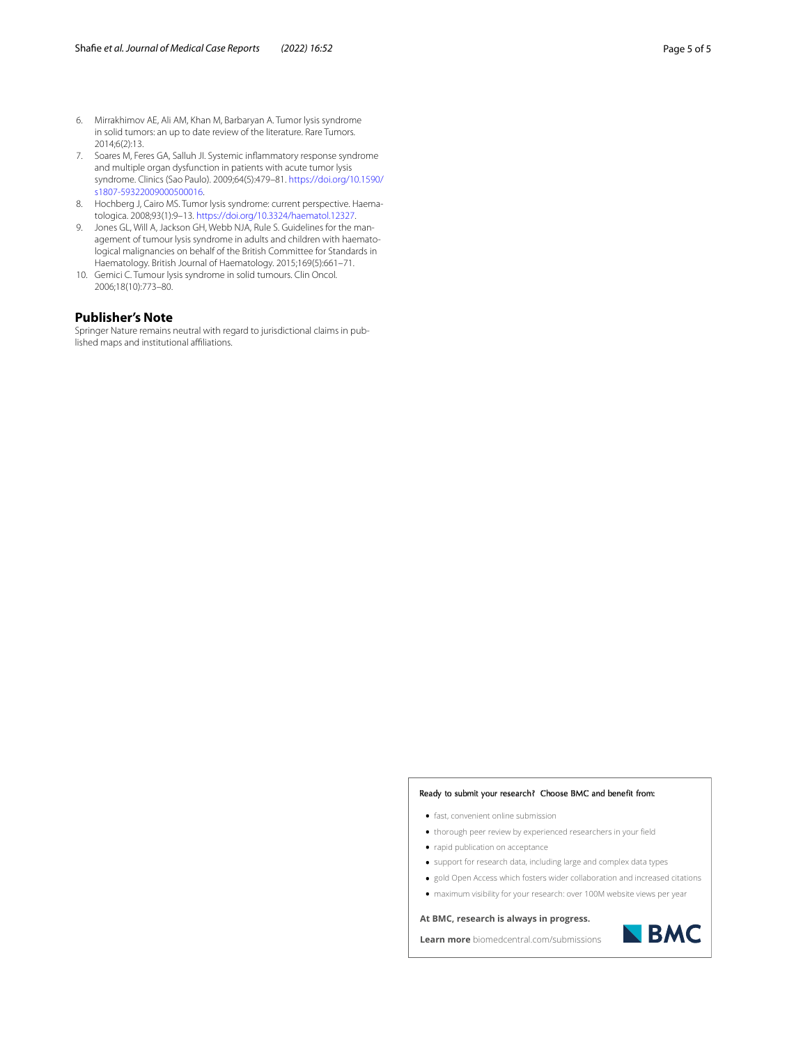6. Mirrakhimov AE, Ali AM, Khan M, Barbaryan A. Tumor lysis syndrome in solid tumors: an up to date review of the literature. Rare Tumors. 2014;6(2):13.
7. Soares M, Feres GA, Salluh JI. Systemic inflammatory response syndrome and multiple organ dysfunction in patients with acute tumor lysis syndrome. Clinics (Sao Paulo). 2009;64(5):479–81. https://doi.org/10.1590/s1807-59322009000500016.
8. Hochberg J, Cairo MS. Tumor lysis syndrome: current perspective. Haematologica. 2008;93(1):9–13. https://doi.org/10.3324/haematol.12327.
9. Jones GL, Will A, Jackson GH, Webb NJA, Rule S. Guidelines for the management of tumour lysis syndrome in adults and children with haematological malignancies on behalf of the British Committee for Standards in Haematology. British Journal of Haematology. 2015;169(5):661–71.
10. Gemici C. Tumour lysis syndrome in solid tumours. Clin Oncol. 2006;18(10):773–80.

## Publisher's Note

Springer Nature remains neutral with regard to jurisdictional claims in published maps and institutional affiliations.

Ready to submit your research? Choose BMC and benefit from:

- fast, convenient online submission
- thorough peer review by experienced researchers in your field
- rapid publication on acceptance
- support for research data, including large and complex data types
- gold Open Access which fosters wider collaboration and increased citations
- maximum visibility for your research: over 100M website views per year

**At BMC, research is always in progress.**

**Learn more** biomedcentral.com/submissions

BMC